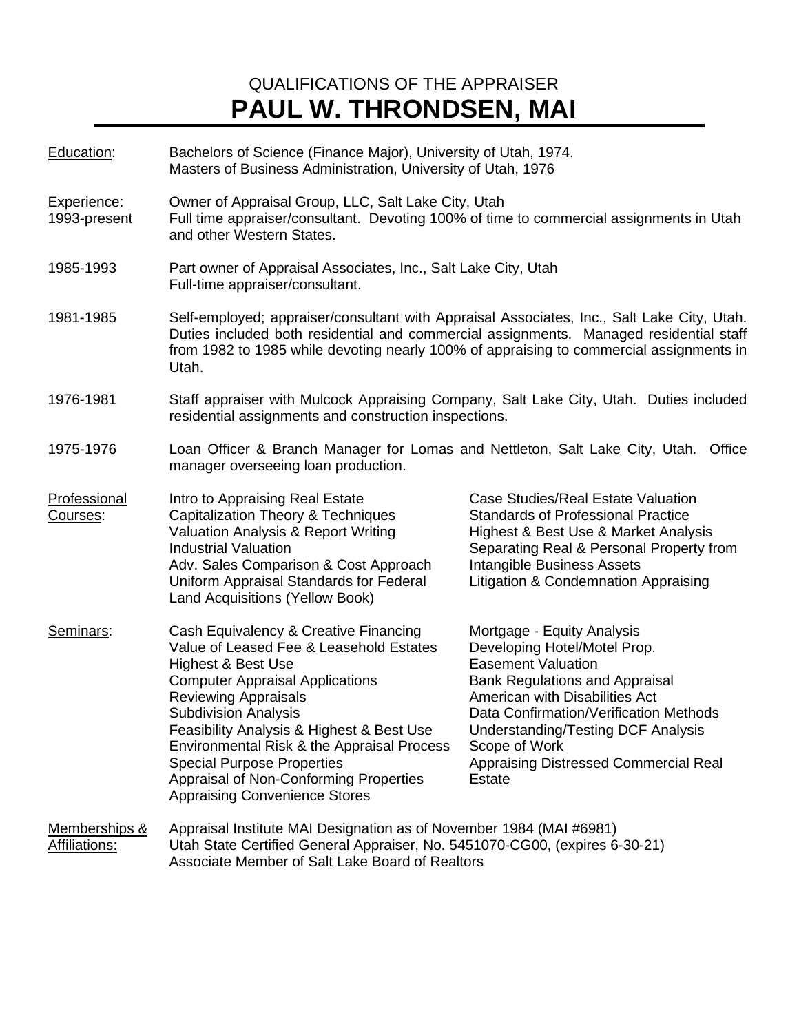QUALIFICATIONS OF THE APPRAISER

# PAUL W. THRONDSEN, MAI

**Education:**
Bachelors of Science (Finance Major), University of Utah, 1974.
Masters of Business Administration, University of Utah, 1976

**Experience:**

**1993-present**
Owner of Appraisal Group, LLC, Salt Lake City, Utah
Full time appraiser/consultant. Devoting 100% of time to commercial assignments in Utah and other Western States.

**1985-1993**
Part owner of Appraisal Associates, Inc., Salt Lake City, Utah
Full-time appraiser/consultant.

**1981-1985**
Self-employed; appraiser/consultant with Appraisal Associates, Inc., Salt Lake City, Utah. Duties included both residential and commercial assignments. Managed residential staff from 1982 to 1985 while devoting nearly 100% of appraising to commercial assignments in Utah.

**1976-1981**
Staff appraiser with Mulcock Appraising Company, Salt Lake City, Utah. Duties included residential assignments and construction inspections.

**1975-1976**
Loan Officer & Branch Manager for Lomas and Nettleton, Salt Lake City, Utah. Office manager overseeing loan production.

**Professional Courses:**
- Intro to Appraising Real Estate
- Capitalization Theory & Techniques
- Valuation Analysis & Report Writing
- Industrial Valuation
- Adv. Sales Comparison & Cost Approach
- Uniform Appraisal Standards for Federal Land Acquisitions (Yellow Book)
- Case Studies/Real Estate Valuation
- Standards of Professional Practice
- Highest & Best Use & Market Analysis
- Separating Real & Personal Property from Intangible Business Assets
- Litigation & Condemnation Appraising

**Seminars:**
- Cash Equivalency & Creative Financing
- Value of Leased Fee & Leasehold Estates
- Highest & Best Use
- Computer Appraisal Applications
- Reviewing Appraisals
- Subdivision Analysis
- Feasibility Analysis & Highest & Best Use
- Environmental Risk & the Appraisal Process
- Special Purpose Properties
- Appraisal of Non-Conforming Properties
- Appraising Convenience Stores
- Mortgage - Equity Analysis
- Developing Hotel/Motel Prop.
- Easement Valuation
- Bank Regulations and Appraisal
- American with Disabilities Act
- Data Confirmation/Verification Methods
- Understanding/Testing DCF Analysis
- Scope of Work
- Appraising Distressed Commercial Real Estate

**Memberships & Affiliations:**
Appraisal Institute MAI Designation as of November 1984 (MAI #6981)
Utah State Certified General Appraiser, No. 5451070-CG00, (expires 6-30-21)
Associate Member of Salt Lake Board of Realtors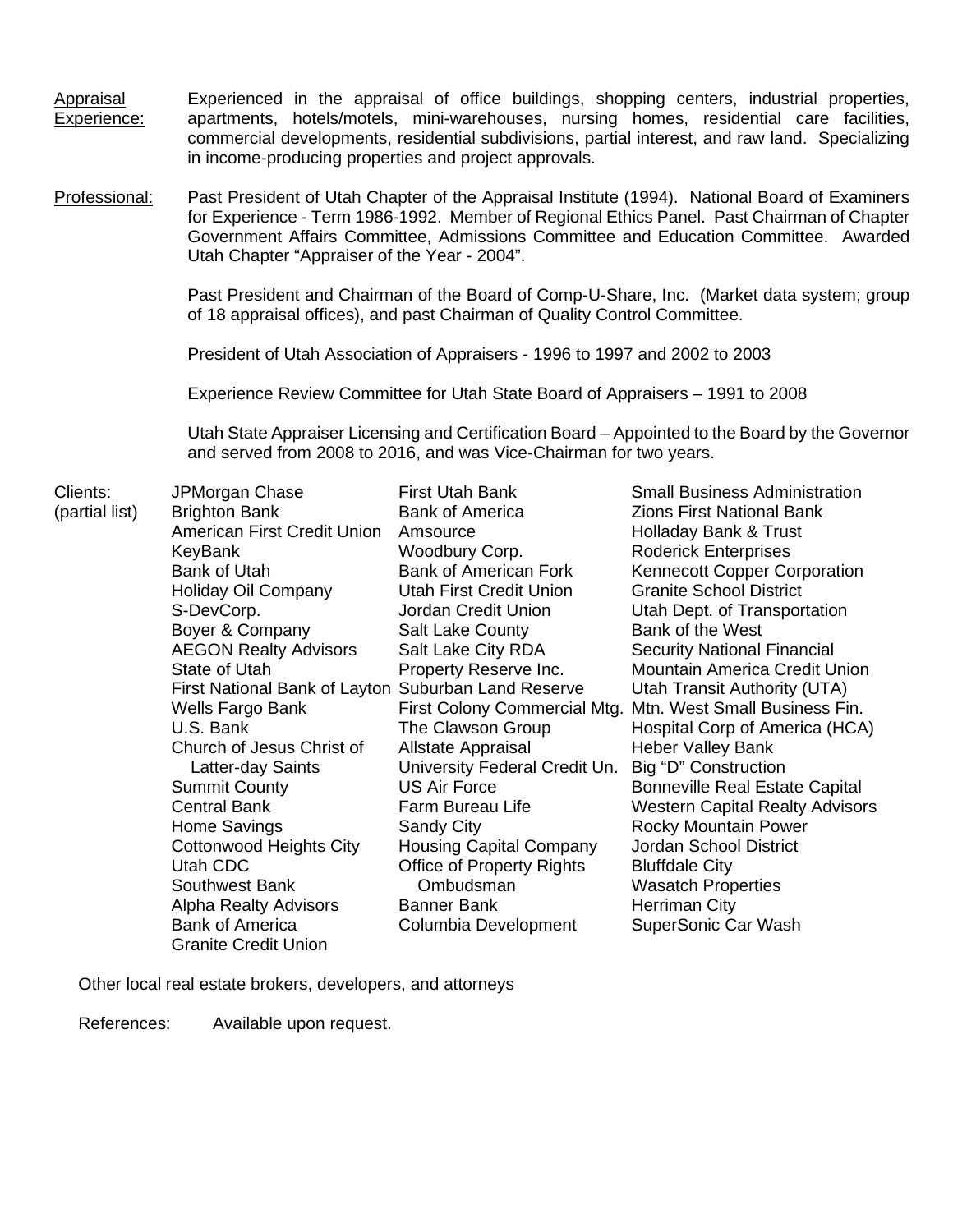Appraisal Experience: Experienced in the appraisal of office buildings, shopping centers, industrial properties, apartments, hotels/motels, mini-warehouses, nursing homes, residential care facilities, commercial developments, residential subdivisions, partial interest, and raw land. Specializing in income-producing properties and project approvals.

Professional: Past President of Utah Chapter of the Appraisal Institute (1994). National Board of Examiners for Experience - Term 1986-1992. Member of Regional Ethics Panel. Past Chairman of Chapter Government Affairs Committee, Admissions Committee and Education Committee. Awarded Utah Chapter "Appraiser of the Year - 2004".

Past President and Chairman of the Board of Comp-U-Share, Inc. (Market data system; group of 18 appraisal offices), and past Chairman of Quality Control Committee.

President of Utah Association of Appraisers - 1996 to 1997 and 2002 to 2003

Experience Review Committee for Utah State Board of Appraisers – 1991 to 2008

Utah State Appraiser Licensing and Certification Board – Appointed to the Board by the Governor and served from 2008 to 2016, and was Vice-Chairman for two years.

Clients: (partial list)

| | | |
|---|---|---|
| JPMorgan Chase | First Utah Bank | Small Business Administration |
| Brighton Bank | Bank of America | Zions First National Bank |
| American First Credit Union | Amsource | Holladay Bank & Trust |
| KeyBank | Woodbury Corp. | Roderick Enterprises |
| Bank of Utah | Bank of American Fork | Kennecott Copper Corporation |
| Holiday Oil Company | Utah First Credit Union | Granite School District |
| S-DevCorp. | Jordan Credit Union | Utah Dept. of Transportation |
| Boyer & Company | Salt Lake County | Bank of the West |
| AEGON Realty Advisors | Salt Lake City RDA | Security National Financial |
| State of Utah | Property Reserve Inc. | Mountain America Credit Union |
| First National Bank of Layton | Suburban Land Reserve | Utah Transit Authority (UTA) |
| Wells Fargo Bank | First Colony Commercial Mtg. | Mtn. West Small Business Fin. |
| U.S. Bank | The Clawson Group | Hospital Corp of America (HCA) |
| Church of Jesus Christ of Latter-day Saints | Allstate Appraisal | Heber Valley Bank |
| | University Federal Credit Un. | Big "D" Construction |
| Summit County | US Air Force | Bonneville Real Estate Capital |
| Central Bank | Farm Bureau Life | Western Capital Realty Advisors |
| Home Savings | Sandy City | Rocky Mountain Power |
| Cottonwood Heights City | Housing Capital Company | Jordan School District |
| Utah CDC | Office of Property Rights Ombudsman | Bluffdale City |
| Southwest Bank | | Wasatch Properties |
| Alpha Realty Advisors | Banner Bank | Herriman City |
| Bank of America | Columbia Development | SuperSonic Car Wash |
| Granite Credit Union | | |

Other local real estate brokers, developers, and attorneys

References: Available upon request.